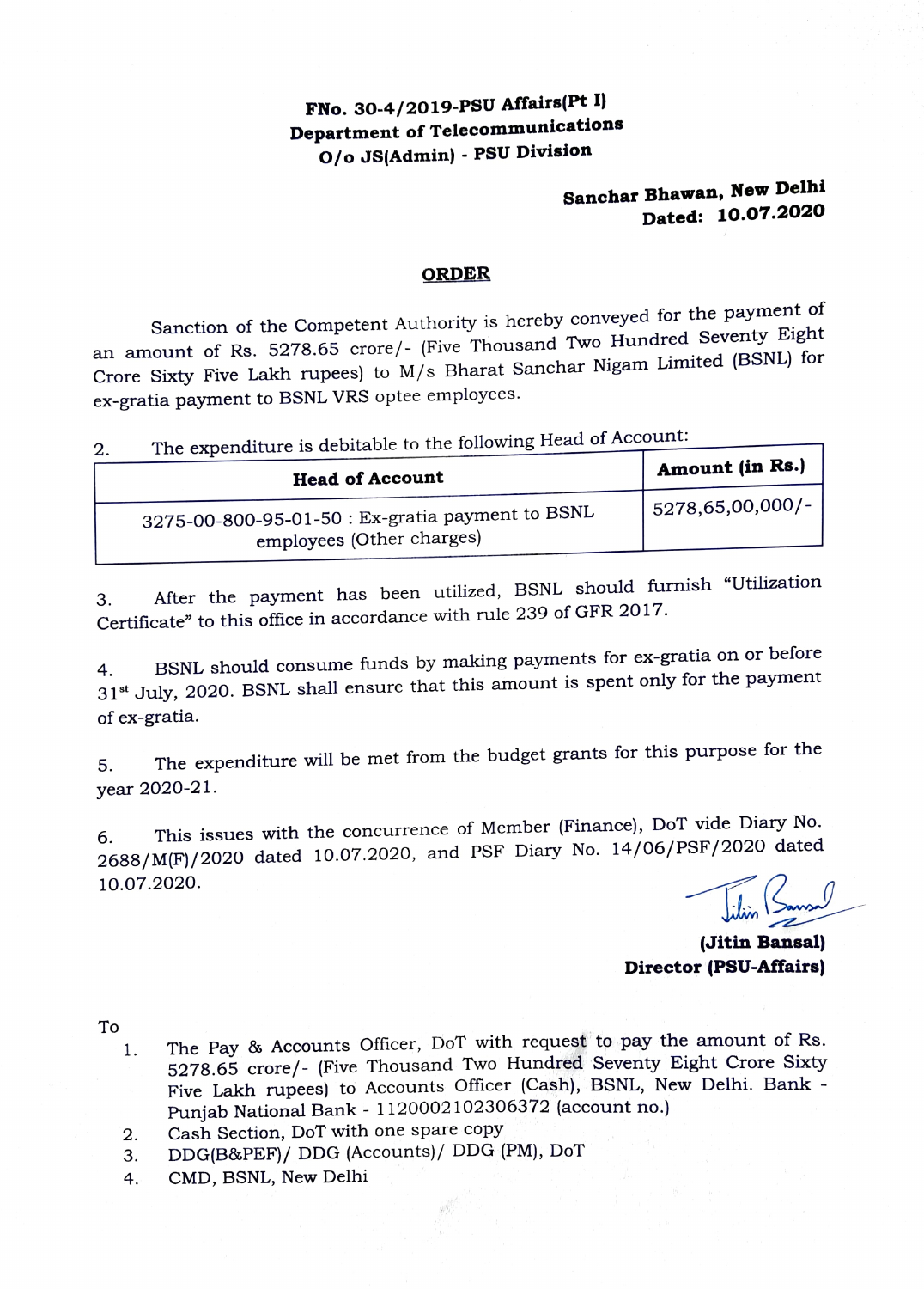**FNo. 30-4/2019-PSU Affairs(Pt I)**
**Department of Telecommunications**
**O/o JS(Admin) - PSU Division**

**Sanchar Bhawan, New Delhi**
**Dated: 10.07.2020**

## ORDER

Sanction of the Competent Authority is hereby conveyed for the payment of an amount of Rs. 5278.65 crore/- (Five Thousand Two Hundred Seventy Eight Crore Sixty Five Lakh rupees) to M/s Bharat Sanchar Nigam Limited (BSNL) for ex-gratia payment to BSNL VRS optee employees.

2. The expenditure is debitable to the following Head of Account:

| Head of Account | Amount (in Rs.) |
| --- | --- |
| 3275-00-800-95-01-50 : Ex-gratia payment to BSNL employees (Other charges) | 5278,65,00,000/- |

3. After the payment has been utilized, BSNL should furnish "Utilization Certificate" to this office in accordance with rule 239 of GFR 2017.

4. BSNL should consume funds by making payments for ex-gratia on or before 31st July, 2020. BSNL shall ensure that this amount is spent only for the payment of ex-gratia.

5. The expenditure will be met from the budget grants for this purpose for the year 2020-21.

6. This issues with the concurrence of Member (Finance), DoT vide Diary No. 2688/M(F)/2020 dated 10.07.2020, and PSF Diary No. 14/06/PSF/2020 dated 10.07.2020.

**(Jitin Bansal)**
**Director (PSU-Affairs)**

To

1. The Pay & Accounts Officer, DoT with request to pay the amount of Rs. 5278.65 crore/- (Five Thousand Two Hundred Seventy Eight Crore Sixty Five Lakh rupees) to Accounts Officer (Cash), BSNL, New Delhi. Bank - Punjab National Bank - 1120002102306372 (account no.)
2. Cash Section, DoT with one spare copy
3. DDG(B&PEF)/ DDG (Accounts)/ DDG (PM), DoT
4. CMD, BSNL, New Delhi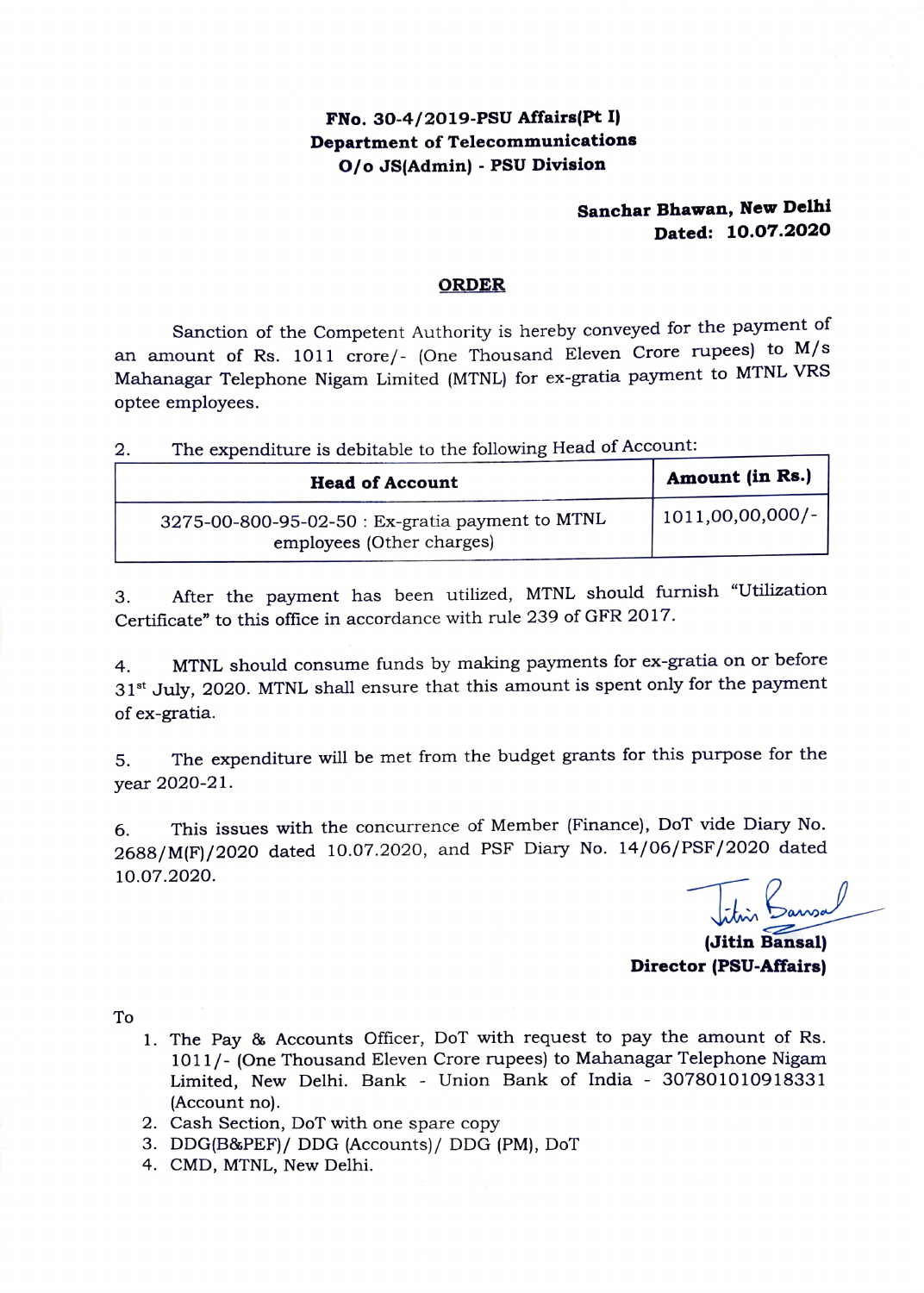**FNo. 30-4/2019-PSU Affairs(Pt I)**
**Department of Telecommunications**
**O/o JS(Admin) - PSU Division**

**Sanchar Bhawan, New Delhi**
**Dated: 10.07.2020**

## ORDER

Sanction of the Competent Authority is hereby conveyed for the payment of an amount of Rs. 1011 crore/- (One Thousand Eleven Crore rupees) to M/s Mahanagar Telephone Nigam Limited (MTNL) for ex-gratia payment to MTNL VRS optee employees.

2. The expenditure is debitable to the following Head of Account:

| Head of Account | Amount (in Rs.) |
|---|---|
| 3275-00-800-95-02-50 : Ex-gratia payment to MTNL employees (Other charges) | 1011,00,00,000/- |

3. After the payment has been utilized, MTNL should furnish "Utilization Certificate" to this office in accordance with rule 239 of GFR 2017.

4. MTNL should consume funds by making payments for ex-gratia on or before 31st July, 2020. MTNL shall ensure that this amount is spent only for the payment of ex-gratia.

5. The expenditure will be met from the budget grants for this purpose for the year 2020-21.

6. This issues with the concurrence of Member (Finance), DoT vide Diary No. 2688/M(F)/2020 dated 10.07.2020, and PSF Diary No. 14/06/PSF/2020 dated 10.07.2020.

**(Jitin Bansal)**
**Director (PSU-Affairs)**

To

1. The Pay & Accounts Officer, DoT with request to pay the amount of Rs. 1011/- (One Thousand Eleven Crore rupees) to Mahanagar Telephone Nigam Limited, New Delhi. Bank - Union Bank of India - 307801010918331 (Account no).
2. Cash Section, DoT with one spare copy
3. DDG(B&PEF)/ DDG (Accounts)/ DDG (PM), DoT
4. CMD, MTNL, New Delhi.